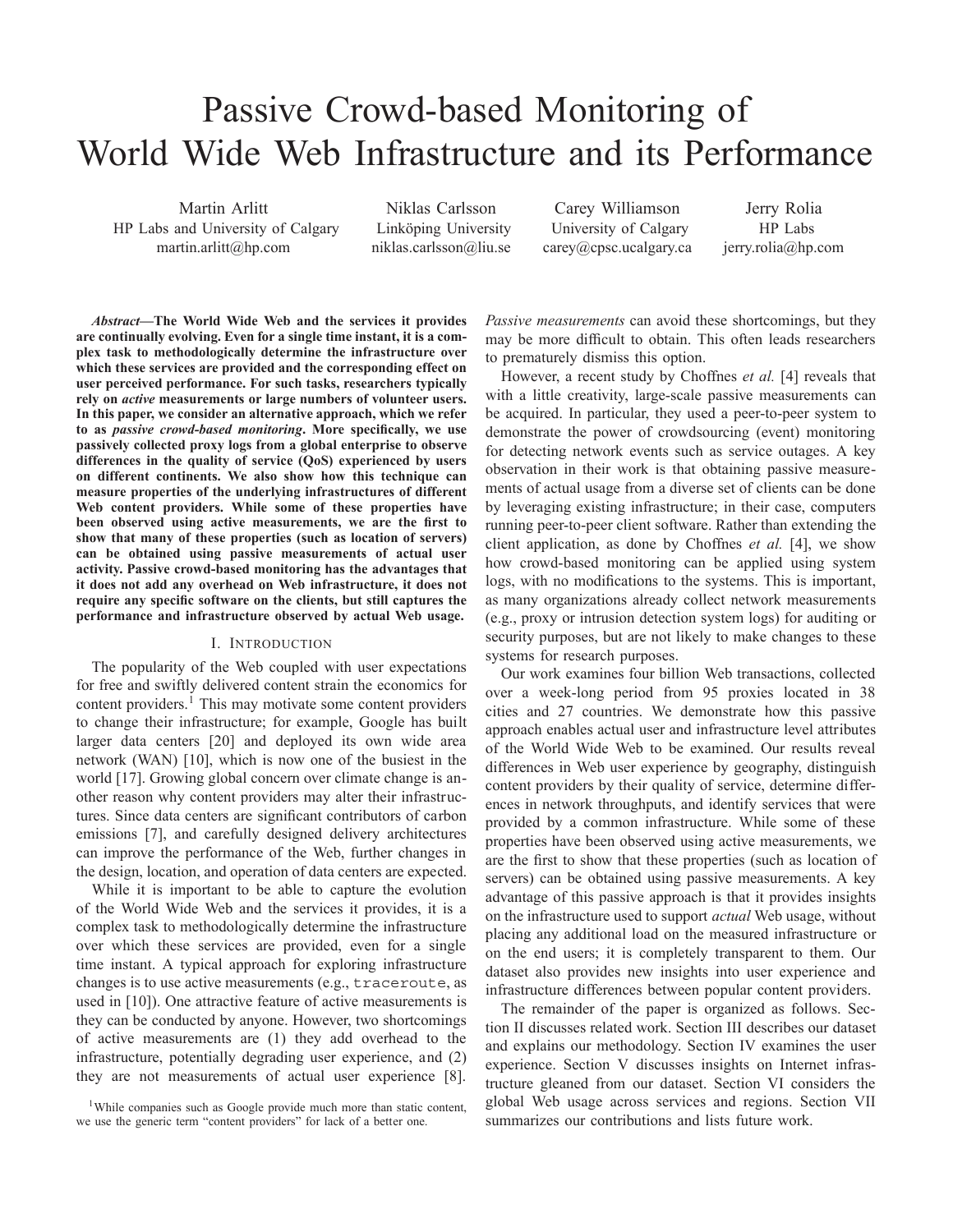# Passive Crowd-based Monitoring of World Wide Web Infrastructure and its Performance

Martin Arlitt
HP Labs and University of Calgary
martin.arlitt@hp.com

Niklas Carlsson
Linköping University
niklas.carlsson@liu.se

Carey Williamson
University of Calgary
carey@cpsc.ucalgary.ca

Jerry Rolia
HP Labs
jerry.rolia@hp.com

***Abstract*—The World Wide Web and the services it provides are continually evolving. Even for a single time instant, it is a complex task to methodologically determine the infrastructure over which these services are provided and the corresponding effect on user perceived performance. For such tasks, researchers typically rely on *active* measurements or large numbers of volunteer users. In this paper, we consider an alternative approach, which we refer to as *passive crowd-based monitoring*. More specifically, we use passively collected proxy logs from a global enterprise to observe differences in the quality of service (QoS) experienced by users on different continents. We also show how this technique can measure properties of the underlying infrastructures of different Web content providers. While some of these properties have been observed using active measurements, we are the first to show that many of these properties (such as location of servers) can be obtained using passive measurements of actual user activity. Passive crowd-based monitoring has the advantages that it does not add any overhead on Web infrastructure, it does not require any specific software on the clients, but still captures the performance and infrastructure observed by actual Web usage.**

## I. Introduction

The popularity of the Web coupled with user expectations for free and swiftly delivered content strain the economics for content providers.[1] This may motivate some content providers to change their infrastructure; for example, Google has built larger data centers [20] and deployed its own wide area network (WAN) [10], which is now one of the busiest in the world [17]. Growing global concern over climate change is another reason why content providers may alter their infrastructures. Since data centers are significant contributors of carbon emissions [7], and carefully designed delivery architectures can improve the performance of the Web, further changes in the design, location, and operation of data centers are expected.

While it is important to be able to capture the evolution of the World Wide Web and the services it provides, it is a complex task to methodologically determine the infrastructure over which these services are provided, even for a single time instant. A typical approach for exploring infrastructure changes is to use active measurements (e.g., `traceroute`, as used in [10]). One attractive feature of active measurements is they can be conducted by anyone. However, two shortcomings of active measurements are (1) they add overhead to the infrastructure, potentially degrading user experience, and (2) they are not measurements of actual user experience [8]. *Passive measurements* can avoid these shortcomings, but they may be more difficult to obtain. This often leads researchers to prematurely dismiss this option.

However, a recent study by Choffnes *et al.* [4] reveals that with a little creativity, large-scale passive measurements can be acquired. In particular, they used a peer-to-peer system to demonstrate the power of crowdsourcing (event) monitoring for detecting network events such as service outages. A key observation in their work is that obtaining passive measurements of actual usage from a diverse set of clients can be done by leveraging existing infrastructure; in their case, computers running peer-to-peer client software. Rather than extending the client application, as done by Choffnes *et al.* [4], we show how crowd-based monitoring can be applied using system logs, with no modifications to the systems. This is important, as many organizations already collect network measurements (e.g., proxy or intrusion detection system logs) for auditing or security purposes, but are not likely to make changes to these systems for research purposes.

Our work examines four billion Web transactions, collected over a week-long period from 95 proxies located in 38 cities and 27 countries. We demonstrate how this passive approach enables actual user and infrastructure level attributes of the World Wide Web to be examined. Our results reveal differences in Web user experience by geography, distinguish content providers by their quality of service, determine differences in network throughputs, and identify services that were provided by a common infrastructure. While some of these properties have been observed using active measurements, we are the first to show that these properties (such as location of servers) can be obtained using passive measurements. A key advantage of this passive approach is that it provides insights on the infrastructure used to support *actual* Web usage, without placing any additional load on the measured infrastructure or on the end users; it is completely transparent to them. Our dataset also provides new insights into user experience and infrastructure differences between popular content providers.

The remainder of the paper is organized as follows. Section II discusses related work. Section III describes our dataset and explains our methodology. Section IV examines the user experience. Section V discusses insights on Internet infrastructure gleaned from our dataset. Section VI considers the global Web usage across services and regions. Section VII summarizes our contributions and lists future work.

[1] While companies such as Google provide much more than static content, we use the generic term "content providers" for lack of a better one.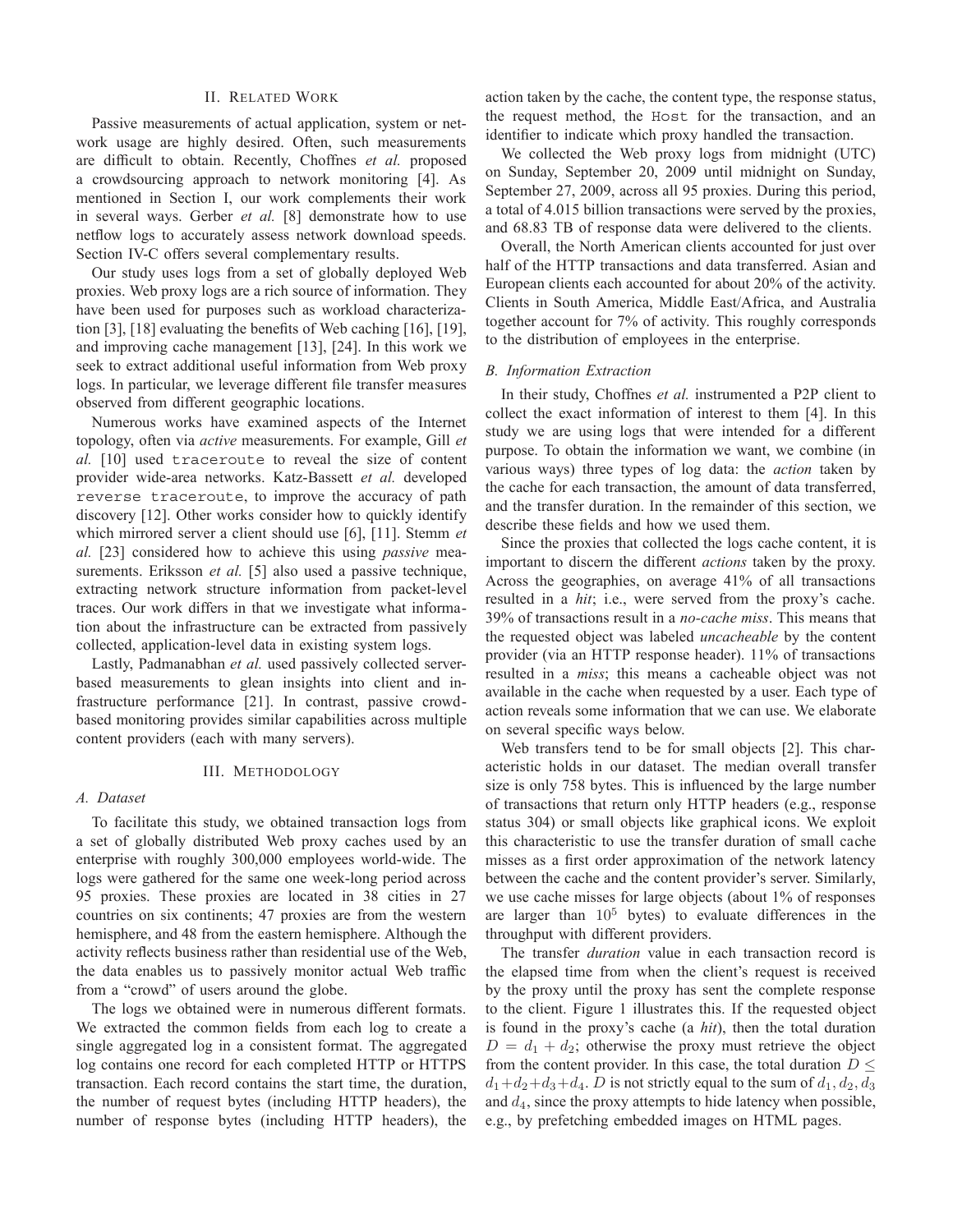## II. Related Work

Passive measurements of actual application, system or network usage are highly desired. Often, such measurements are difficult to obtain. Recently, Choffnes *et al.* proposed a crowdsourcing approach to network monitoring [4]. As mentioned in Section I, our work complements their work in several ways. Gerber *et al.* [8] demonstrate how to use netflow logs to accurately assess network download speeds. Section IV-C offers several complementary results.

Our study uses logs from a set of globally deployed Web proxies. Web proxy logs are a rich source of information. They have been used for purposes such as workload characterization [3], [18] evaluating the benefits of Web caching [16], [19], and improving cache management [13], [24]. In this work we seek to extract additional useful information from Web proxy logs. In particular, we leverage different file transfer measures observed from different geographic locations.

Numerous works have examined aspects of the Internet topology, often via *active* measurements. For example, Gill *et al.* [10] used `traceroute` to reveal the size of content provider wide-area networks. Katz-Bassett *et al.* developed `reverse traceroute`, to improve the accuracy of path discovery [12]. Other works consider how to quickly identify which mirrored server a client should use [6], [11]. Stemm *et al.* [23] considered how to achieve this using *passive* measurements. Eriksson *et al.* [5] also used a passive technique, extracting network structure information from packet-level traces. Our work differs in that we investigate what information about the infrastructure can be extracted from passively collected, application-level data in existing system logs.

Lastly, Padmanabhan *et al.* used passively collected server-based measurements to glean insights into client and infrastructure performance [21]. In contrast, passive crowd-based monitoring provides similar capabilities across multiple content providers (each with many servers).

## III. Methodology

### A. Dataset

To facilitate this study, we obtained transaction logs from a set of globally distributed Web proxy caches used by an enterprise with roughly 300,000 employees world-wide. The logs were gathered for the same one week-long period across 95 proxies. These proxies are located in 38 cities in 27 countries on six continents; 47 proxies are from the western hemisphere, and 48 from the eastern hemisphere. Although the activity reflects business rather than residential use of the Web, the data enables us to passively monitor actual Web traffic from a "crowd" of users around the globe.

The logs we obtained were in numerous different formats. We extracted the common fields from each log to create a single aggregated log in a consistent format. The aggregated log contains one record for each completed HTTP or HTTPS transaction. Each record contains the start time, the duration, the number of request bytes (including HTTP headers), the number of response bytes (including HTTP headers), the action taken by the cache, the content type, the response status, the request method, the `Host` for the transaction, and an identifier to indicate which proxy handled the transaction.

We collected the Web proxy logs from midnight (UTC) on Sunday, September 20, 2009 until midnight on Sunday, September 27, 2009, across all 95 proxies. During this period, a total of 4.015 billion transactions were served by the proxies, and 68.83 TB of response data were delivered to the clients.

Overall, the North American clients accounted for just over half of the HTTP transactions and data transferred. Asian and European clients each accounted for about 20% of the activity. Clients in South America, Middle East/Africa, and Australia together account for 7% of activity. This roughly corresponds to the distribution of employees in the enterprise.

### B. Information Extraction

In their study, Choffnes *et al.* instrumented a P2P client to collect the exact information of interest to them [4]. In this study we are using logs that were intended for a different purpose. To obtain the information we want, we combine (in various ways) three types of log data: the *action* taken by the cache for each transaction, the amount of data transferred, and the transfer duration. In the remainder of this section, we describe these fields and how we used them.

Since the proxies that collected the logs cache content, it is important to discern the different *actions* taken by the proxy. Across the geographies, on average 41% of all transactions resulted in a *hit*; i.e., were served from the proxy's cache. 39% of transactions result in a *no-cache miss*. This means that the requested object was labeled *uncacheable* by the content provider (via an HTTP response header). 11% of transactions resulted in a *miss*; this means a cacheable object was not available in the cache when requested by a user. Each type of action reveals some information that we can use. We elaborate on several specific ways below.

Web transfers tend to be for small objects [2]. This characteristic holds in our dataset. The median overall transfer size is only 758 bytes. This is influenced by the large number of transactions that return only HTTP headers (e.g., response status 304) or small objects like graphical icons. We exploit this characteristic to use the transfer duration of small cache misses as a first order approximation of the network latency between the cache and the content provider's server. Similarly, we use cache misses for large objects (about 1% of responses are larger than $10^5$ bytes) to evaluate differences in the throughput with different providers.

The transfer *duration* value in each transaction record is the elapsed time from when the client's request is received by the proxy until the proxy has sent the complete response to the client. Figure 1 illustrates this. If the requested object is found in the proxy's cache (a *hit*), then the total duration $D = d_1 + d_2$; otherwise the proxy must retrieve the object from the content provider. In this case, the total duration $D \leq d_1+d_2+d_3+d_4$. $D$ is not strictly equal to the sum of $d_1, d_2, d_3$ and $d_4$, since the proxy attempts to hide latency when possible, e.g., by prefetching embedded images on HTML pages.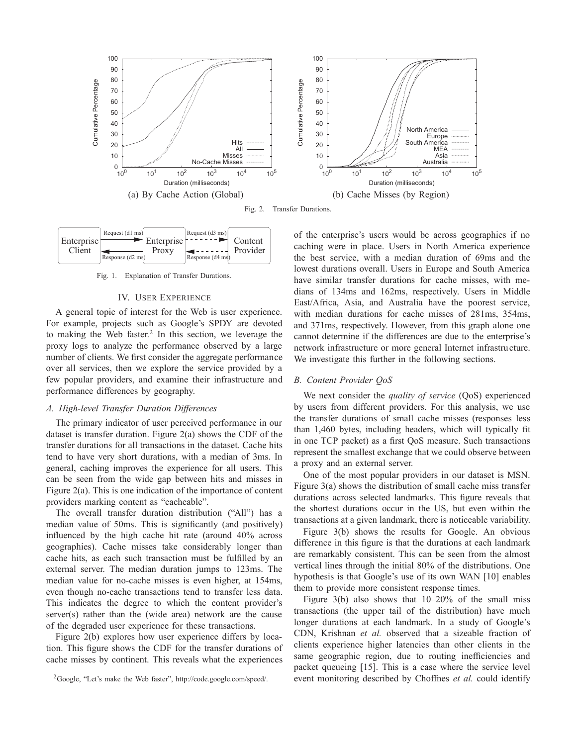(a) By Cache Action (Global)

(b) Cache Misses (by Region)

Fig. 2. Transfer Durations.

Fig. 1. Explanation of Transfer Durations.

## IV. User Experience

A general topic of interest for the Web is user experience. For example, projects such as Google's SPDY are devoted to making the Web faster.[2] In this section, we leverage the proxy logs to analyze the performance observed by a large number of clients. We first consider the aggregate performance over all services, then we explore the service provided by a few popular providers, and examine their infrastructure and performance differences by geography.

### *A. High-level Transfer Duration Differences*

The primary indicator of user perceived performance in our dataset is transfer duration. Figure 2(a) shows the CDF of the transfer durations for all transactions in the dataset. Cache hits tend to have very short durations, with a median of 3ms. In general, caching improves the experience for all users. This can be seen from the wide gap between hits and misses in Figure 2(a). This is one indication of the importance of content providers marking content as "cacheable".

The overall transfer duration distribution ("All") has a median value of 50ms. This is significantly (and positively) influenced by the high cache hit rate (around 40% across geographies). Cache misses take considerably longer than cache hits, as each such transaction must be fulfilled by an external server. The median duration jumps to 123ms. The median value for no-cache misses is even higher, at 154ms, even though no-cache transactions tend to transfer less data. This indicates the degree to which the content provider's server(s) rather than the (wide area) network are the cause of the degraded user experience for these transactions.

Figure 2(b) explores how user experience differs by location. This figure shows the CDF for the transfer durations of cache misses by continent. This reveals what the experiences of the enterprise's users would be across geographies if no caching were in place. Users in North America experience the best service, with a median duration of 69ms and the lowest durations overall. Users in Europe and South America have similar transfer durations for cache misses, with medians of 134ms and 162ms, respectively. Users in Middle East/Africa, Asia, and Australia have the poorest service, with median durations for cache misses of 281ms, 354ms, and 371ms, respectively. However, from this graph alone one cannot determine if the differences are due to the enterprise's network infrastructure or more general Internet infrastructure. We investigate this further in the following sections.

### *B. Content Provider QoS*

We next consider the *quality of service* (QoS) experienced by users from different providers. For this analysis, we use the transfer durations of small cache misses (responses less than 1,460 bytes, including headers, which will typically fit in one TCP packet) as a first QoS measure. Such transactions represent the smallest exchange that we could observe between a proxy and an external server.

One of the most popular providers in our dataset is MSN. Figure 3(a) shows the distribution of small cache miss transfer durations across selected landmarks. This figure reveals that the shortest durations occur in the US, but even within the transactions at a given landmark, there is noticeable variability.

Figure 3(b) shows the results for Google. An obvious difference in this figure is that the durations at each landmark are remarkably consistent. This can be seen from the almost vertical lines through the initial 80% of the distributions. One hypothesis is that Google's use of its own WAN [10] enables them to provide more consistent response times.

Figure 3(b) also shows that 10–20% of the small miss transactions (the upper tail of the distribution) have much longer durations at each landmark. In a study of Google's CDN, Krishnan *et al.* observed that a sizeable fraction of clients experience higher latencies than other clients in the same geographic region, due to routing inefficiencies and packet queueing [15]. This is a case where the service level event monitoring described by Choffnes *et al.* could identify

[2] Google, "Let's make the Web faster", http://code.google.com/speed/.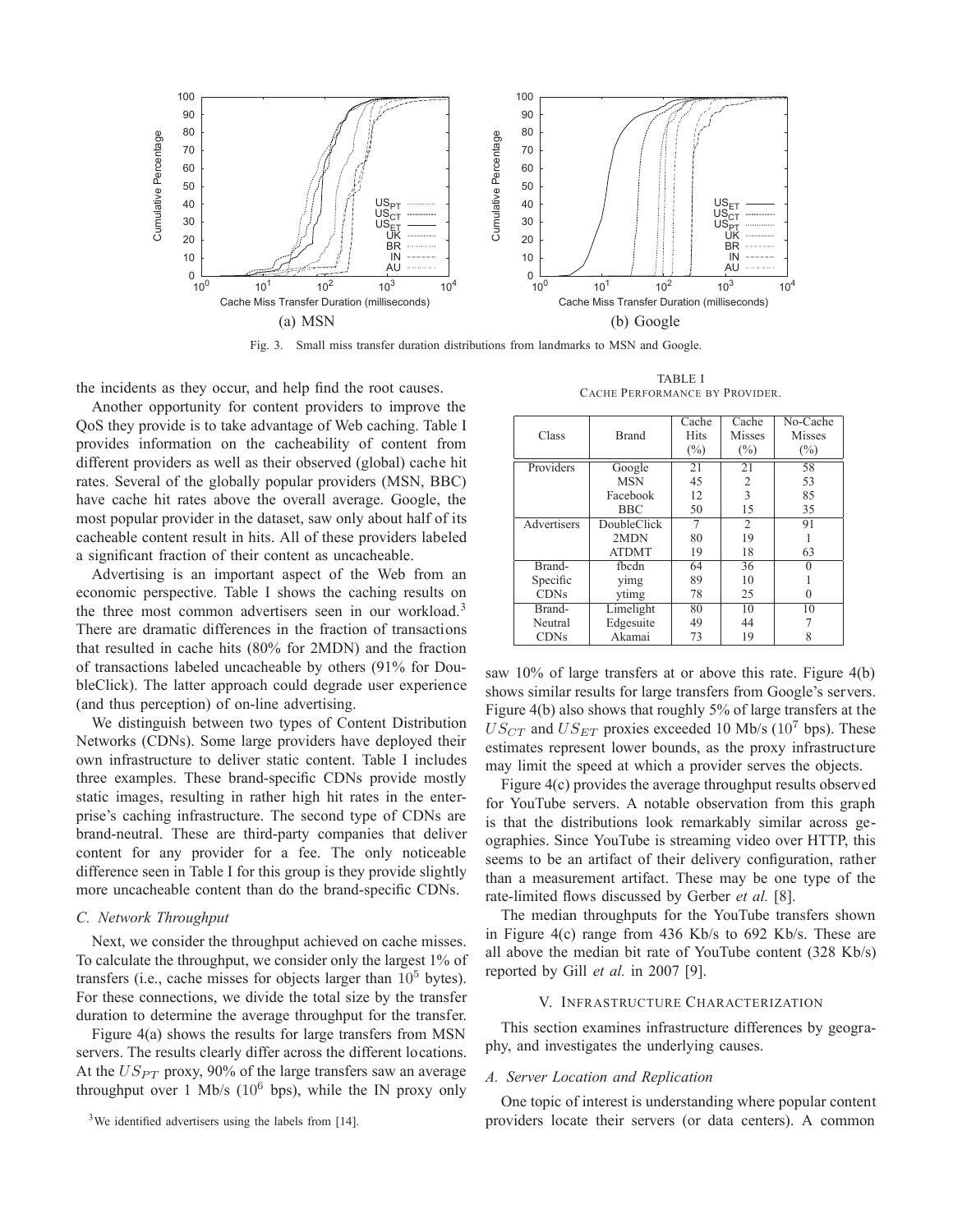Fig. 3. Small miss transfer duration distributions from landmarks to MSN and Google.

the incidents as they occur, and help find the root causes.

Another opportunity for content providers to improve the QoS they provide is to take advantage of Web caching. Table I provides information on the cacheability of content from different providers as well as their observed (global) cache hit rates. Several of the globally popular providers (MSN, BBC) have cache hit rates above the overall average. Google, the most popular provider in the dataset, saw only about half of its cacheable content result in hits. All of these providers labeled a significant fraction of their content as uncacheable.

Advertising is an important aspect of the Web from an economic perspective. Table I shows the caching results on the three most common advertisers seen in our workload.[3] There are dramatic differences in the fraction of transactions that resulted in cache hits (80% for 2MDN) and the fraction of transactions labeled uncacheable by others (91% for DoubleClick). The latter approach could degrade user experience (and thus perception) of on-line advertising.

We distinguish between two types of Content Distribution Networks (CDNs). Some large providers have deployed their own infrastructure to deliver static content. Table I includes three examples. These brand-specific CDNs provide mostly static images, resulting in rather high hit rates in the enterprise's caching infrastructure. The second type of CDNs are brand-neutral. These are third-party companies that deliver content for any provider for a fee. The only noticeable difference seen in Table I for this group is they provide slightly more uncacheable content than do the brand-specific CDNs.

TABLE I
CACHE PERFORMANCE BY PROVIDER.

| Class | Brand | Cache Hits (%) | Cache Misses (%) | No-Cache Misses (%) |
|---|---|---|---|---|
| Providers | Google | 21 | 21 | 58 |
| | MSN | 45 | 2 | 53 |
| | Facebook | 12 | 3 | 85 |
| | BBC | 50 | 15 | 35 |
| Advertisers | DoubleClick | 7 | 2 | 91 |
| | 2MDN | 80 | 19 | 1 |
| | ATDMT | 19 | 18 | 63 |
| Brand-Specific CDNs | fbcdn | 64 | 36 | 0 |
| | yimg | 89 | 10 | 1 |
| | ytimg | 78 | 25 | 0 |
| Brand-Neutral CDNs | Limelight | 80 | 10 | 10 |
| | Edgesuite | 49 | 44 | 7 |
| | Akamai | 73 | 19 | 8 |

### C. Network Throughput

Next, we consider the throughput achieved on cache misses. To calculate the throughput, we consider only the largest 1% of transfers (i.e., cache misses for objects larger than $10^5$ bytes). For these connections, we divide the total size by the transfer duration to determine the average throughput for the transfer.

Figure 4(a) shows the results for large transfers from MSN servers. The results clearly differ across the different locations. At the $US_{PT}$ proxy, 90% of the large transfers saw an average throughput over 1 Mb/s ($10^6$ bps), while the IN proxy only saw 10% of large transfers at or above this rate. Figure 4(b) shows similar results for large transfers from Google's servers. Figure 4(b) also shows that roughly 5% of large transfers at the $US_{CT}$ and $US_{ET}$ proxies exceeded 10 Mb/s ($10^7$ bps). These estimates represent lower bounds, as the proxy infrastructure may limit the speed at which a provider serves the objects.

Figure 4(c) provides the average throughput results observed for YouTube servers. A notable observation from this graph is that the distributions look remarkably similar across geographies. Since YouTube is streaming video over HTTP, this seems to be an artifact of their delivery configuration, rather than a measurement artifact. These may be one type of the rate-limited flows discussed by Gerber *et al.* [8].

The median throughputs for the YouTube transfers shown in Figure 4(c) range from 436 Kb/s to 692 Kb/s. These are all above the median bit rate of YouTube content (328 Kb/s) reported by Gill *et al.* in 2007 [9].

## V. Infrastructure Characterization

This section examines infrastructure differences by geography, and investigates the underlying causes.

### A. Server Location and Replication

One topic of interest is understanding where popular content providers locate their servers (or data centers). A common

[3] We identified advertisers using the labels from [14].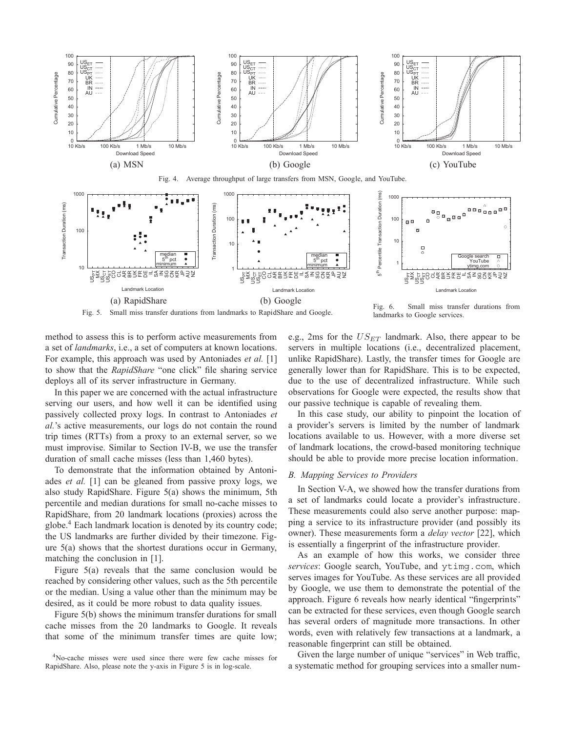Fig. 4. Average throughput of large transfers from MSN, Google, and YouTube.

(a) MSN (b) Google (c) YouTube

Fig. 5. Small miss transfer durations from landmarks to RapidShare and Google.

(a) RapidShare (b) Google

Fig. 6. Small miss transfer durations from landmarks to Google services.

method to assess this is to perform active measurements from a set of *landmarks*, i.e., a set of computers at known locations. For example, this approach was used by Antoniades *et al.* [1] to show that the *RapidShare* "one click" file sharing service deploys all of its server infrastructure in Germany.

In this paper we are concerned with the actual infrastructure serving our users, and how well it can be identified using passively collected proxy logs. In contrast to Antoniades *et al.*'s active measurements, our logs do not contain the round trip times (RTTs) from a proxy to an external server, so we must improvise. Similar to Section IV-B, we use the transfer duration of small cache misses (less than 1,460 bytes).

To demonstrate that the information obtained by Antoniades *et al.* [1] can be gleaned from passive proxy logs, we also study RapidShare. Figure 5(a) shows the minimum, 5th percentile and median durations for small no-cache misses to RapidShare, from 20 landmark locations (proxies) across the globe.[4] Each landmark location is denoted by its country code; the US landmarks are further divided by their timezone. Figure 5(a) shows that the shortest durations occur in Germany, matching the conclusion in [1].

Figure 5(a) reveals that the same conclusion would be reached by considering other values, such as the 5th percentile or the median. Using a value other than the minimum may be desired, as it could be more robust to data quality issues.

Figure 5(b) shows the minimum transfer durations for small cache misses from the 20 landmarks to Google. It reveals that some of the minimum transfer times are quite low; e.g., 2ms for the $US_{ET}$ landmark. Also, there appear to be servers in multiple locations (i.e., decentralized placement, unlike RapidShare). Lastly, the transfer times for Google are generally lower than for RapidShare. This is to be expected, due to the use of decentralized infrastructure. While such observations for Google were expected, the results show that our passive technique is capable of revealing them.

In this case study, our ability to pinpoint the location of a provider's servers is limited by the number of landmark locations available to us. However, with a more diverse set of landmark locations, the crowd-based monitoring technique should be able to provide more precise location information.

### B. Mapping Services to Providers

In Section V-A, we showed how the transfer durations from a set of landmarks could locate a provider's infrastructure. These measurements could also serve another purpose: mapping a service to its infrastructure provider (and possibly its owner). These measurements form a *delay vector* [22], which is essentially a fingerprint of the infrastructure provider.

As an example of how this works, we consider three *services*: Google search, YouTube, and `ytimg.com`, which serves images for YouTube. As these services are all provided by Google, we use them to demonstrate the potential of the approach. Figure 6 reveals how nearly identical "fingerprints" can be extracted for these services, even though Google search has several orders of magnitude more transactions. In other words, even with relatively few transactions at a landmark, a reasonable fingerprint can still be obtained.

Given the large number of unique "services" in Web traffic, a systematic method for grouping services into a smaller num-

[4] No-cache misses were used since there were few cache misses for RapidShare. Also, please note the y-axis in Figure 5 is in log-scale.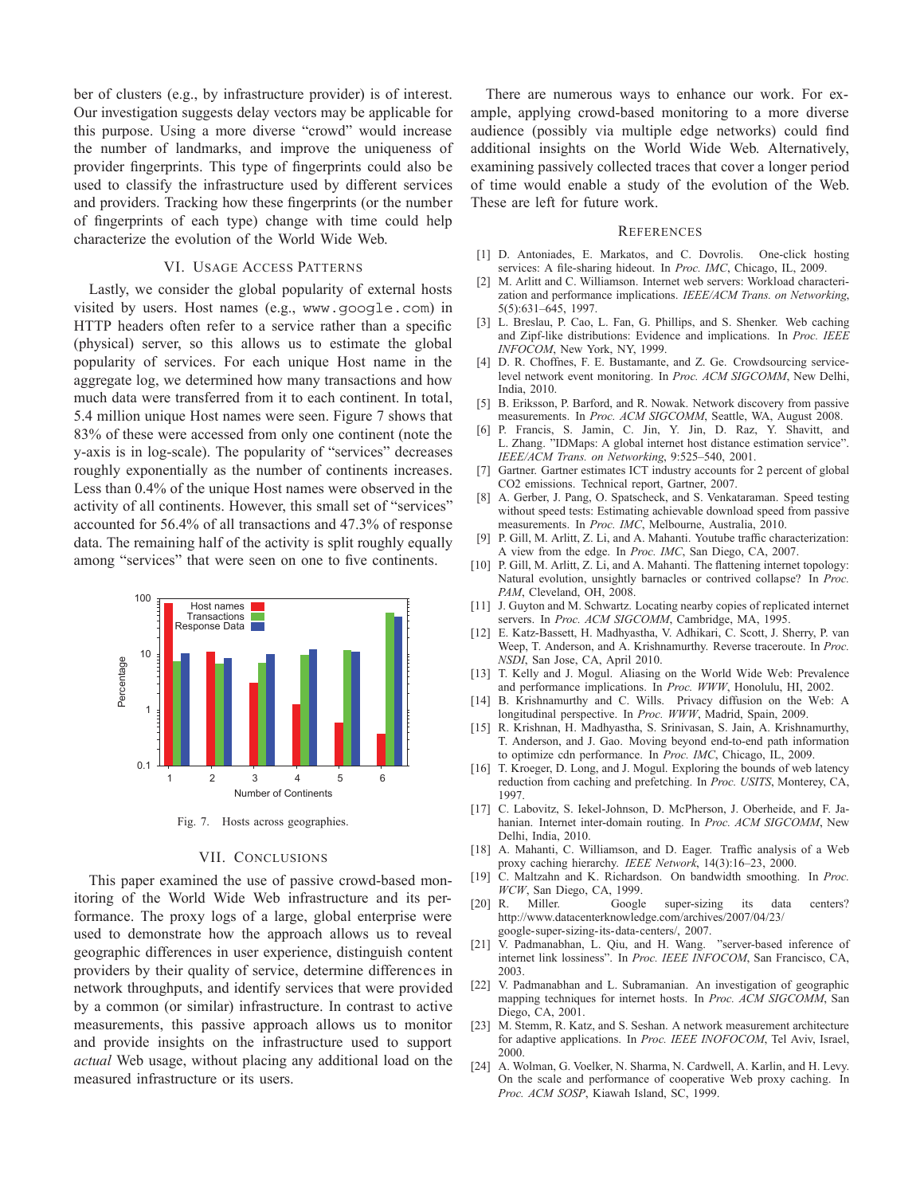ber of clusters (e.g., by infrastructure provider) is of interest. Our investigation suggests delay vectors may be applicable for this purpose. Using a more diverse "crowd" would increase the number of landmarks, and improve the uniqueness of provider fingerprints. This type of fingerprints could also be used to classify the infrastructure used by different services and providers. Tracking how these fingerprints (or the number of fingerprints of each type) change with time could help characterize the evolution of the World Wide Web.

## VI. Usage Access Patterns

Lastly, we consider the global popularity of external hosts visited by users. Host names (e.g., www.google.com) in HTTP headers often refer to a service rather than a specific (physical) server, so this allows us to estimate the global popularity of services. For each unique Host name in the aggregate log, we determined how many transactions and how much data were transferred from it to each continent. In total, 5.4 million unique Host names were seen. Figure 7 shows that 83% of these were accessed from only one continent (note the y-axis is in log-scale). The popularity of "services" decreases roughly exponentially as the number of continents increases. Less than 0.4% of the unique Host names were observed in the activity of all continents. However, this small set of "services" accounted for 56.4% of all transactions and 47.3% of response data. The remaining half of the activity is split roughly equally among "services" that were seen on one to five continents.

Host names
Transactions
Response Data
Percentage
100
10
1
0.1
1 2 3 4 5 6
Number of Continents

Fig. 7. Hosts across geographies.

## VII. Conclusions

This paper examined the use of passive crowd-based monitoring of the World Wide Web infrastructure and its performance. The proxy logs of a large, global enterprise were used to demonstrate how the approach allows us to reveal geographic differences in user experience, distinguish content providers by their quality of service, determine differences in network throughputs, and identify services that were provided by a common (or similar) infrastructure. In contrast to active measurements, this passive approach allows us to monitor and provide insights on the infrastructure used to support *actual* Web usage, without placing any additional load on the measured infrastructure or its users.

There are numerous ways to enhance our work. For example, applying crowd-based monitoring to a more diverse audience (possibly via multiple edge networks) could find additional insights on the World Wide Web. Alternatively, examining passively collected traces that cover a longer period of time would enable a study of the evolution of the Web. These are left for future work.

## References

[1] D. Antoniades, E. Markatos, and C. Dovrolis. One-click hosting services: A file-sharing hideout. In *Proc. IMC*, Chicago, IL, 2009.

[2] M. Arlitt and C. Williamson. Internet web servers: Workload characterization and performance implications. *IEEE/ACM Trans. on Networking*, 5(5):631–645, 1997.

[3] L. Breslau, P. Cao, L. Fan, G. Phillips, and S. Shenker. Web caching and Zipf-like distributions: Evidence and implications. In *Proc. IEEE INFOCOM*, New York, NY, 1999.

[4] D. R. Choffnes, F. E. Bustamante, and Z. Ge. Crowdsourcing service-level network event monitoring. In *Proc. ACM SIGCOMM*, New Delhi, India, 2010.

[5] B. Eriksson, P. Barford, and R. Nowak. Network discovery from passive measurements. In *Proc. ACM SIGCOMM*, Seattle, WA, August 2008.

[6] P. Francis, S. Jamin, C. Jin, Y. Jin, D. Raz, Y. Shavitt, and L. Zhang. "IDMaps: A global internet host distance estimation service". *IEEE/ACM Trans. on Networking*, 9:525–540, 2001.

[7] Gartner. Gartner estimates ICT industry accounts for 2 percent of global CO2 emissions. Technical report, Gartner, 2007.

[8] A. Gerber, J. Pang, O. Spatscheck, and S. Venkataraman. Speed testing without speed tests: Estimating achievable download speed from passive measurements. In *Proc. IMC*, Melbourne, Australia, 2010.

[9] P. Gill, M. Arlitt, Z. Li, and A. Mahanti. Youtube traffic characterization: A view from the edge. In *Proc. IMC*, San Diego, CA, 2007.

[10] P. Gill, M. Arlitt, Z. Li, and A. Mahanti. The flattening internet topology: Natural evolution, unsightly barnacles or contrived collapse? In *Proc. PAM*, Cleveland, OH, 2008.

[11] J. Guyton and M. Schwartz. Locating nearby copies of replicated internet servers. In *Proc. ACM SIGCOMM*, Cambridge, MA, 1995.

[12] E. Katz-Bassett, H. Madhyastha, V. Adhikari, C. Scott, J. Sherry, P. van Weep, T. Anderson, and A. Krishnamurthy. Reverse traceroute. In *Proc. NSDI*, San Jose, CA, April 2010.

[13] T. Kelly and J. Mogul. Aliasing on the World Wide Web: Prevalence and performance implications. In *Proc. WWW*, Honolulu, HI, 2002.

[14] B. Krishnamurthy and C. Wills. Privacy diffusion on the Web: A longitudinal perspective. In *Proc. WWW*, Madrid, Spain, 2009.

[15] R. Krishnan, H. Madhyastha, S. Srinivasan, S. Jain, A. Krishnamurthy, T. Anderson, and J. Gao. Moving beyond end-to-end path information to optimize cdn performance. In *Proc. IMC*, Chicago, IL, 2009.

[16] T. Kroeger, D. Long, and J. Mogul. Exploring the bounds of web latency reduction from caching and prefetching. In *Proc. USITS*, Monterey, CA, 1997.

[17] C. Labovitz, S. Iekel-Johnson, D. McPherson, J. Oberheide, and F. Jahanian. Internet inter-domain routing. In *Proc. ACM SIGCOMM*, New Delhi, India, 2010.

[18] A. Mahanti, C. Williamson, and D. Eager. Traffic analysis of a Web proxy caching hierarchy. *IEEE Network*, 14(3):16–23, 2000.

[19] C. Maltzahn and K. Richardson. On bandwidth smoothing. In *Proc. WCW*, San Diego, CA, 1999.

[20] R. Miller. Google super-sizing its data centers? http://www.datacenterknowledge.com/archives/2007/04/23/google-super-sizing-its-data-centers/, 2007.

[21] V. Padmanabhan, L. Qiu, and H. Wang. "server-based inference of internet link lossiness". In *Proc. IEEE INFOCOM*, San Francisco, CA, 2003.

[22] V. Padmanabhan and L. Subramanian. An investigation of geographic mapping techniques for internet hosts. In *Proc. ACM SIGCOMM*, San Diego, CA, 2001.

[23] M. Stemm, R. Katz, and S. Seshan. A network measurement architecture for adaptive applications. In *Proc. IEEE INOFOCOM*, Tel Aviv, Israel, 2000.

[24] A. Wolman, G. Voelker, N. Sharma, N. Cardwell, A. Karlin, and H. Levy. On the scale and performance of cooperative Web proxy caching. In *Proc. ACM SOSP*, Kiawah Island, SC, 1999.